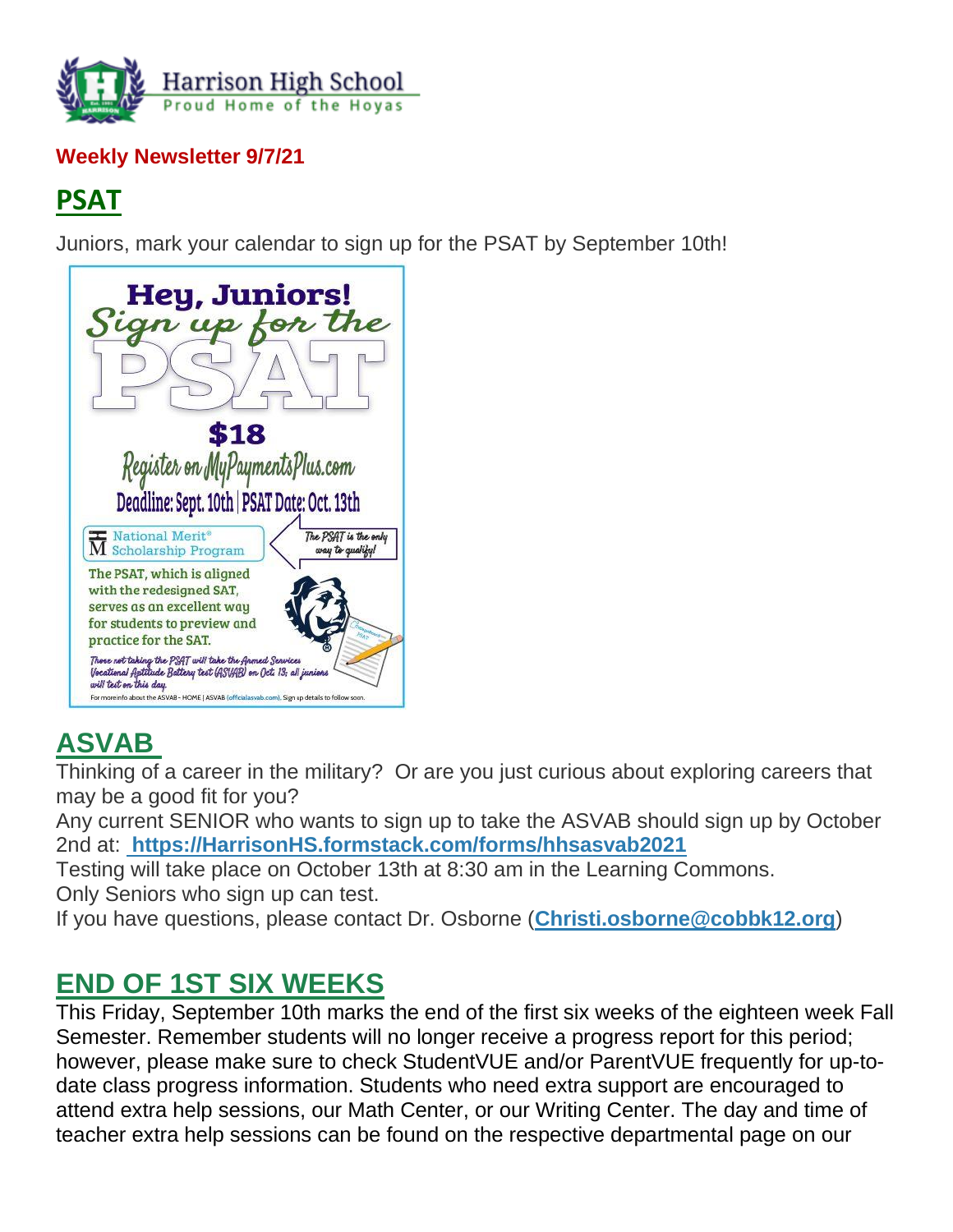Harrison High School
Proud Home of the Hoyas

**Weekly Newsletter 9/7/21**

## PSAT

Juniors, mark your calendar to sign up for the PSAT by September 10th!

Hey, Juniors!
Sign up for the
PSAT
$18
Register on MyPaymentsPlus.com
Deadline: Sept. 10th | PSAT Date: Oct. 13th

National Merit® Scholarship Program

The PSAT is the only way to qualify!

The PSAT, which is aligned with the redesigned SAT, serves as an excellent way for students to preview and practice for the SAT.

Those not taking the PSAT will take the Armed Services Vocational Aptitude Battery test (ASVAB) on Oct 13; all juniors will test on this day.

For more info about the ASVAB - HOME | ASVAB (officialasvab.com). Sign up details to follow soon.

## ASVAB

Thinking of a career in the military? Or are you just curious about exploring careers that may be a good fit for you?

Any current SENIOR who wants to sign up to take the ASVAB should sign up by October 2nd at: **https://HarrisonHS.formstack.com/forms/hhsasvab2021**

Testing will take place on October 13th at 8:30 am in the Learning Commons.

Only Seniors who sign up can test.

If you have questions, please contact Dr. Osborne (**Christi.osborne@cobbk12.org**)

## END OF 1ST SIX WEEKS

This Friday, September 10th marks the end of the first six weeks of the eighteen week Fall Semester. Remember students will no longer receive a progress report for this period; however, please make sure to check StudentVUE and/or ParentVUE frequently for up-to-date class progress information. Students who need extra support are encouraged to attend extra help sessions, our Math Center, or our Writing Center. The day and time of teacher extra help sessions can be found on the respective departmental page on our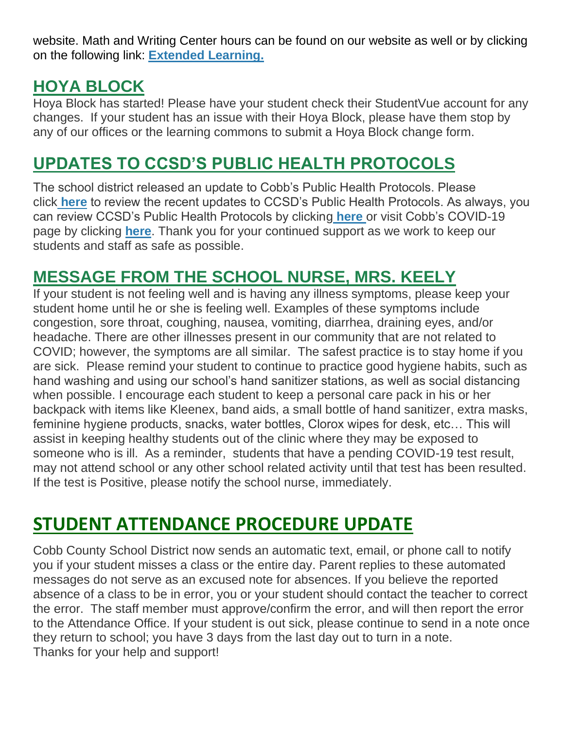website. Math and Writing Center hours can be found on our website as well or by clicking on the following link: **Extended Learning.**

## HOYA BLOCK

Hoya Block has started! Please have your student check their StudentVue account for any changes. If your student has an issue with their Hoya Block, please have them stop by any of our offices or the learning commons to submit a Hoya Block change form.

## UPDATES TO CCSD'S PUBLIC HEALTH PROTOCOLS

The school district released an update to Cobb's Public Health Protocols. Please click **here** to review the recent updates to CCSD's Public Health Protocols. As always, you can review CCSD's Public Health Protocols by clicking **here** or visit Cobb's COVID-19 page by clicking **here**. Thank you for your continued support as we work to keep our students and staff as safe as possible.

## MESSAGE FROM THE SCHOOL NURSE, MRS. KEELY

If your student is not feeling well and is having any illness symptoms, please keep your student home until he or she is feeling well. Examples of these symptoms include congestion, sore throat, coughing, nausea, vomiting, diarrhea, draining eyes, and/or headache. There are other illnesses present in our community that are not related to COVID; however, the symptoms are all similar. The safest practice is to stay home if you are sick. Please remind your student to continue to practice good hygiene habits, such as hand washing and using our school's hand sanitizer stations, as well as social distancing when possible. I encourage each student to keep a personal care pack in his or her backpack with items like Kleenex, band aids, a small bottle of hand sanitizer, extra masks, feminine hygiene products, snacks, water bottles, Clorox wipes for desk, etc… This will assist in keeping healthy students out of the clinic where they may be exposed to someone who is ill. As a reminder, students that have a pending COVID-19 test result, may not attend school or any other school related activity until that test has been resulted. If the test is Positive, please notify the school nurse, immediately.

## STUDENT ATTENDANCE PROCEDURE UPDATE

Cobb County School District now sends an automatic text, email, or phone call to notify you if your student misses a class or the entire day. Parent replies to these automated messages do not serve as an excused note for absences. If you believe the reported absence of a class to be in error, you or your student should contact the teacher to correct the error. The staff member must approve/confirm the error, and will then report the error to the Attendance Office. If your student is out sick, please continue to send in a note once they return to school; you have 3 days from the last day out to turn in a note.
Thanks for your help and support!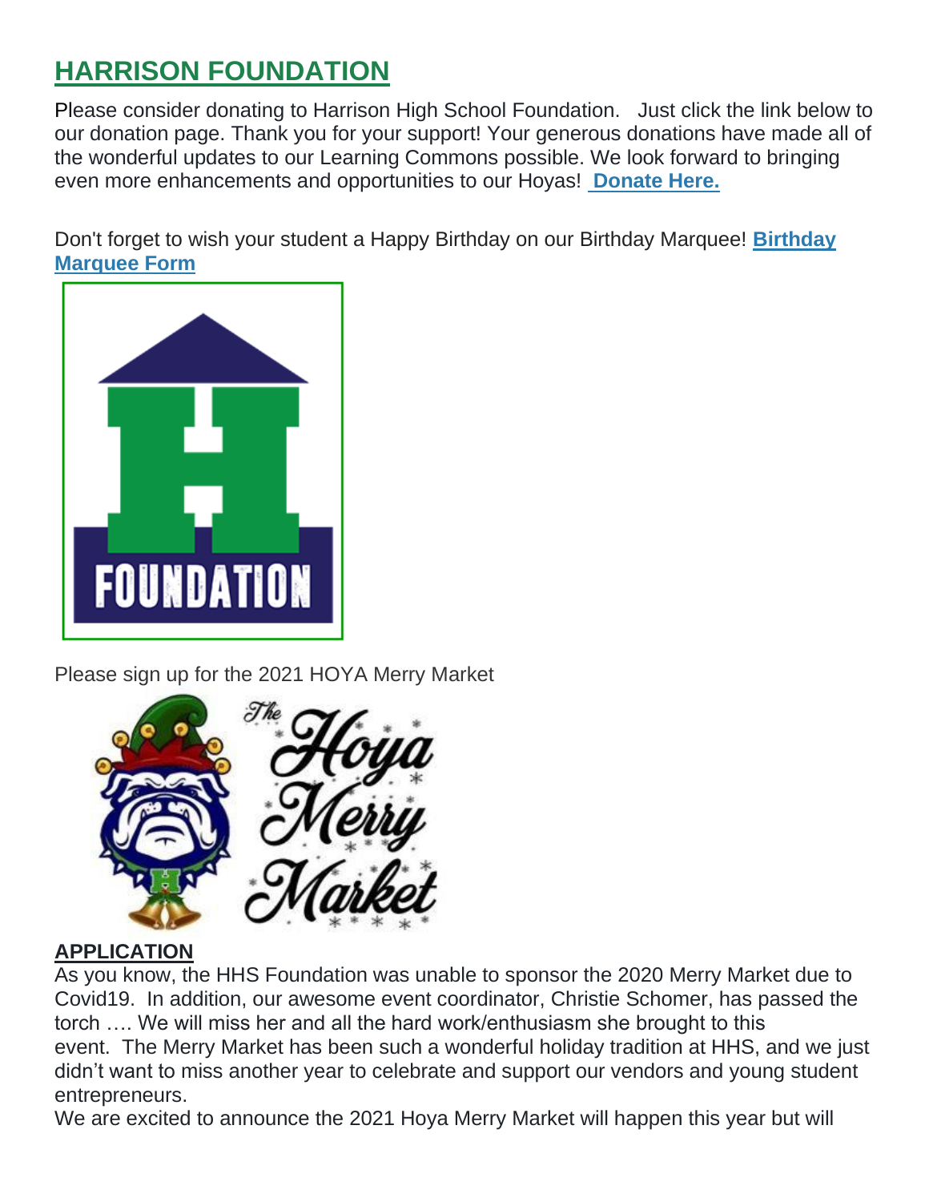## HARRISON FOUNDATION

Please consider donating to Harrison High School Foundation.  Just click the link below to our donation page. Thank you for your support! Your generous donations have made all of the wonderful updates to our Learning Commons possible. We look forward to bringing even more enhancements and opportunities to our Hoyas! **Donate Here.**

Don't forget to wish your student a Happy Birthday on our Birthday Marquee! **Birthday Marquee Form**

Please sign up for the 2021 HOYA Merry Market

**APPLICATION**

As you know, the HHS Foundation was unable to sponsor the 2020 Merry Market due to Covid19.  In addition, our awesome event coordinator, Christie Schomer, has passed the torch …. We will miss her and all the hard work/enthusiasm she brought to this event.  The Merry Market has been such a wonderful holiday tradition at HHS, and we just didn't want to miss another year to celebrate and support our vendors and young student entrepreneurs.

We are excited to announce the 2021 Hoya Merry Market will happen this year but will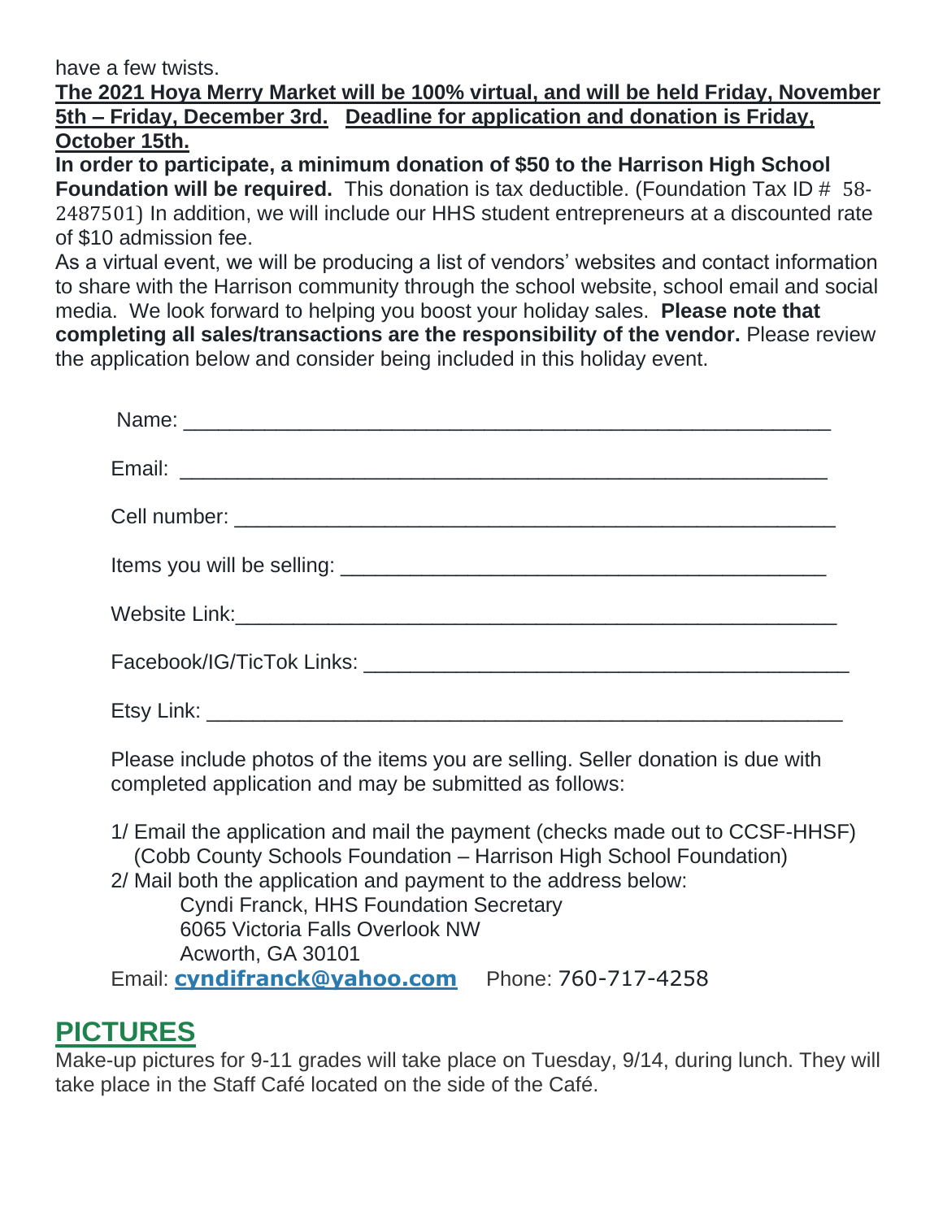have a few twists.

**The 2021 Hoya Merry Market will be 100% virtual, and will be held Friday, November 5th – Friday, December 3rd. Deadline for application and donation is Friday, October 15th.**

**In order to participate, a minimum donation of $50 to the Harrison High School Foundation will be required.** This donation is tax deductible. (Foundation Tax ID # 58-2487501) In addition, we will include our HHS student entrepreneurs at a discounted rate of $10 admission fee.

As a virtual event, we will be producing a list of vendors' websites and contact information to share with the Harrison community through the school website, school email and social media. We look forward to helping you boost your holiday sales. **Please note that completing all sales/transactions are the responsibility of the vendor.** Please review the application below and consider being included in this holiday event.

Name: ____________________________________________________

Email: ____________________________________________________

Cell number: _______________________________________________

Items you will be selling: _____________________________________

Website Link: ______________________________________________

Facebook/IG/TicTok Links: ___________________________________

Etsy Link: _________________________________________________

Please include photos of the items you are selling. Seller donation is due with completed application and may be submitted as follows:

1/ Email the application and mail the payment (checks made out to CCSF-HHSF) (Cobb County Schools Foundation – Harrison High School Foundation)
2/ Mail both the application and payment to the address below:
Cyndi Franck, HHS Foundation Secretary
6065 Victoria Falls Overlook NW
Acworth, GA 30101

Email: **cyndifranck@yahoo.com** Phone: 760-717-4258

## PICTURES

Make-up pictures for 9-11 grades will take place on Tuesday, 9/14, during lunch. They will take place in the Staff Café located on the side of the Café.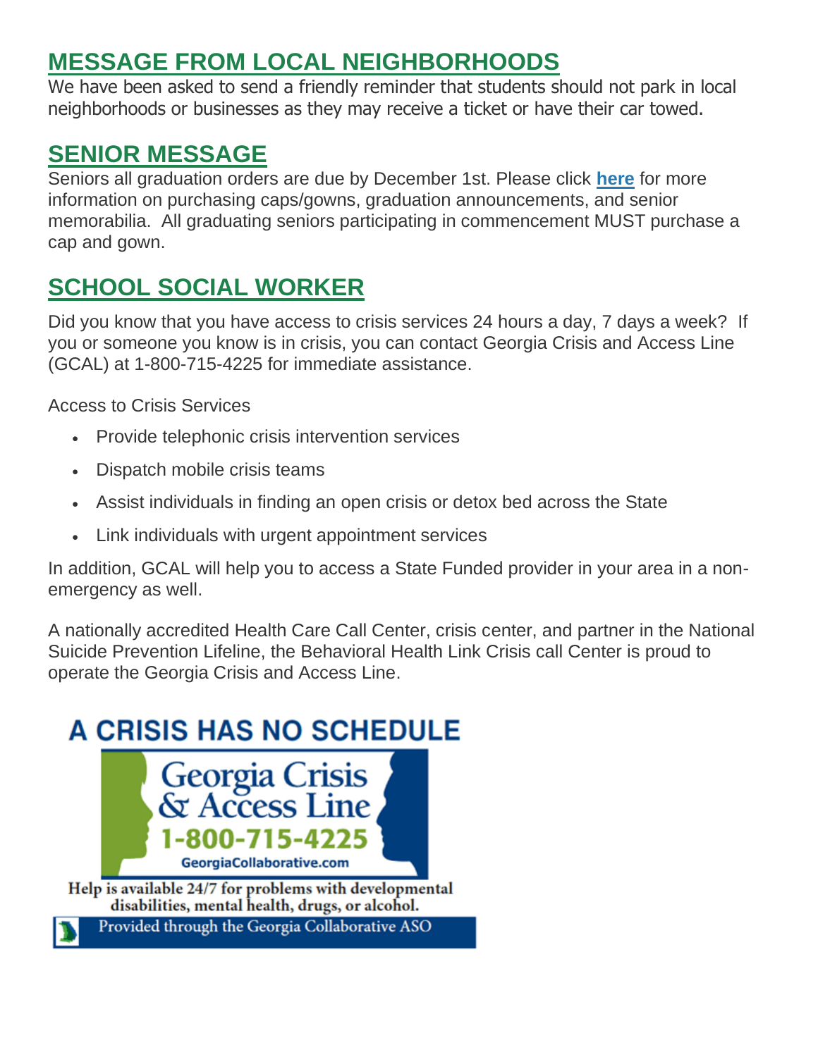## MESSAGE FROM LOCAL NEIGHBORHOODS

We have been asked to send a friendly reminder that students should not park in local neighborhoods or businesses as they may receive a ticket or have their car towed.

## SENIOR MESSAGE

Seniors all graduation orders are due by December 1st. Please click **here** for more information on purchasing caps/gowns, graduation announcements, and senior memorabilia. All graduating seniors participating in commencement MUST purchase a cap and gown.

## SCHOOL SOCIAL WORKER

Did you know that you have access to crisis services 24 hours a day, 7 days a week? If you or someone you know is in crisis, you can contact Georgia Crisis and Access Line (GCAL) at 1-800-715-4225 for immediate assistance.

Access to Crisis Services

- Provide telephonic crisis intervention services
- Dispatch mobile crisis teams
- Assist individuals in finding an open crisis or detox bed across the State
- Link individuals with urgent appointment services

In addition, GCAL will help you to access a State Funded provider in your area in a non-emergency as well.

A nationally accredited Health Care Call Center, crisis center, and partner in the National Suicide Prevention Lifeline, the Behavioral Health Link Crisis call Center is proud to operate the Georgia Crisis and Access Line.

**A CRISIS HAS NO SCHEDULE**

Georgia Crisis & Access Line

1-800-715-4225

GeorgiaCollaborative.com

Help is available 24/7 for problems with developmental disabilities, mental health, drugs, or alcohol.

Provided through the Georgia Collaborative ASO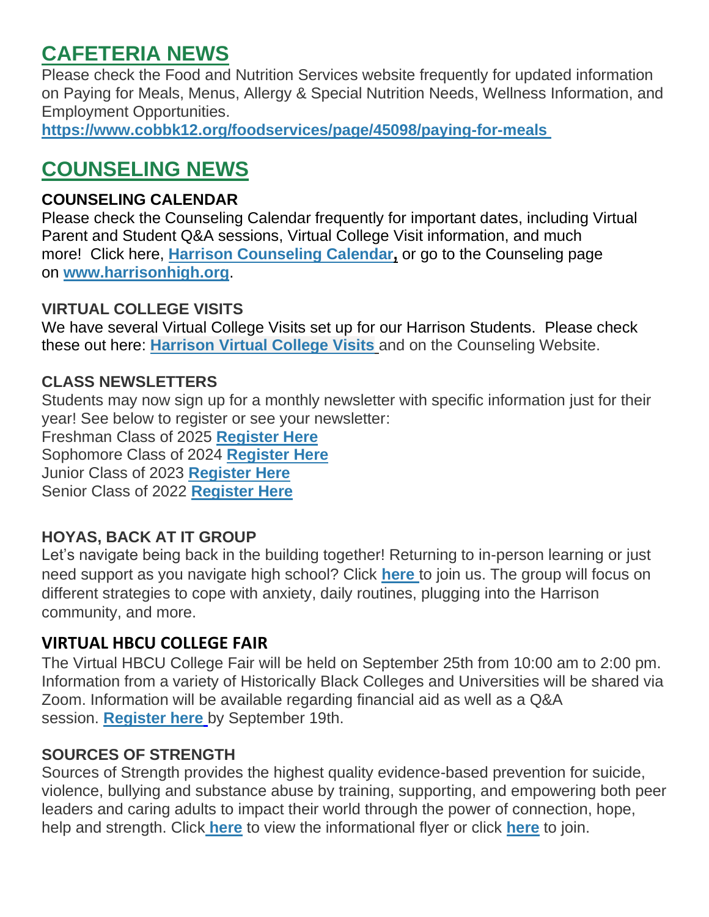## CAFETERIA NEWS

Please check the Food and Nutrition Services website frequently for updated information on Paying for Meals, Menus, Allergy & Special Nutrition Needs, Wellness Information, and Employment Opportunities.

**https://www.cobbk12.org/foodservices/page/45098/paying-for-meals**

## COUNSELING NEWS

### COUNSELING CALENDAR

Please check the Counseling Calendar frequently for important dates, including Virtual Parent and Student Q&A sessions, Virtual College Visit information, and much more! Click here, **Harrison Counseling Calendar,** or go to the Counseling page on **www.harrisonhigh.org**.

### VIRTUAL COLLEGE VISITS

We have several Virtual College Visits set up for our Harrison Students. Please check these out here: **Harrison Virtual College Visits** and on the Counseling Website.

### CLASS NEWSLETTERS

Students may now sign up for a monthly newsletter with specific information just for their year! See below to register or see your newsletter:

Freshman Class of 2025 **Register Here**
Sophomore Class of 2024 **Register Here**
Junior Class of 2023 **Register Here**
Senior Class of 2022 **Register Here**

### HOYAS, BACK AT IT GROUP

Let's navigate being back in the building together! Returning to in-person learning or just need support as you navigate high school? Click **here** to join us. The group will focus on different strategies to cope with anxiety, daily routines, plugging into the Harrison community, and more.

### VIRTUAL HBCU COLLEGE FAIR

The Virtual HBCU College Fair will be held on September 25th from 10:00 am to 2:00 pm. Information from a variety of Historically Black Colleges and Universities will be shared via Zoom. Information will be available regarding financial aid as well as a Q&A session. **Register here** by September 19th.

### SOURCES OF STRENGTH

Sources of Strength provides the highest quality evidence-based prevention for suicide, violence, bullying and substance abuse by training, supporting, and empowering both peer leaders and caring adults to impact their world through the power of connection, hope, help and strength. Click **here** to view the informational flyer or click **here** to join.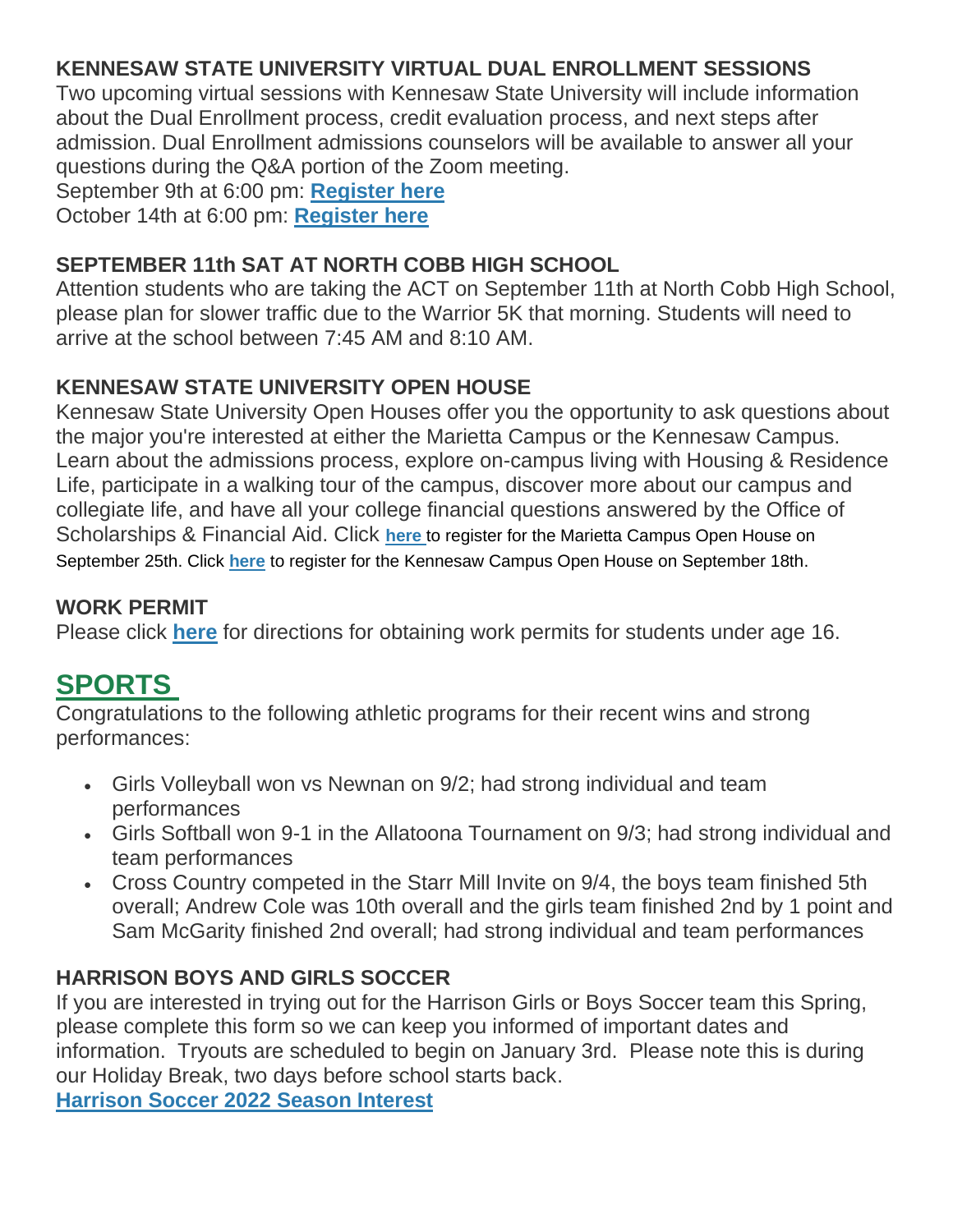### KENNESAW STATE UNIVERSITY VIRTUAL DUAL ENROLLMENT SESSIONS

Two upcoming virtual sessions with Kennesaw State University will include information about the Dual Enrollment process, credit evaluation process, and next steps after admission. Dual Enrollment admissions counselors will be available to answer all your questions during the Q&A portion of the Zoom meeting.
September 9th at 6:00 pm: **Register here**
October 14th at 6:00 pm: **Register here**

### SEPTEMBER 11th SAT AT NORTH COBB HIGH SCHOOL

Attention students who are taking the ACT on September 11th at North Cobb High School, please plan for slower traffic due to the Warrior 5K that morning. Students will need to arrive at the school between 7:45 AM and 8:10 AM.

### KENNESAW STATE UNIVERSITY OPEN HOUSE

Kennesaw State University Open Houses offer you the opportunity to ask questions about the major you're interested at either the Marietta Campus or the Kennesaw Campus. Learn about the admissions process, explore on-campus living with Housing & Residence Life, participate in a walking tour of the campus, discover more about our campus and collegiate life, and have all your college financial questions answered by the Office of Scholarships & Financial Aid. Click **here** to register for the Marietta Campus Open House on September 25th. Click **here** to register for the Kennesaw Campus Open House on September 18th.

### WORK PERMIT

Please click **here** for directions for obtaining work permits for students under age 16.

## SPORTS

Congratulations to the following athletic programs for their recent wins and strong performances:

- Girls Volleyball won vs Newnan on 9/2; had strong individual and team performances
- Girls Softball won 9-1 in the Allatoona Tournament on 9/3; had strong individual and team performances
- Cross Country competed in the Starr Mill Invite on 9/4, the boys team finished 5th overall; Andrew Cole was 10th overall and the girls team finished 2nd by 1 point and Sam McGarity finished 2nd overall; had strong individual and team performances

### HARRISON BOYS AND GIRLS SOCCER

If you are interested in trying out for the Harrison Girls or Boys Soccer team this Spring, please complete this form so we can keep you informed of important dates and information. Tryouts are scheduled to begin on January 3rd. Please note this is during our Holiday Break, two days before school starts back.
**Harrison Soccer 2022 Season Interest**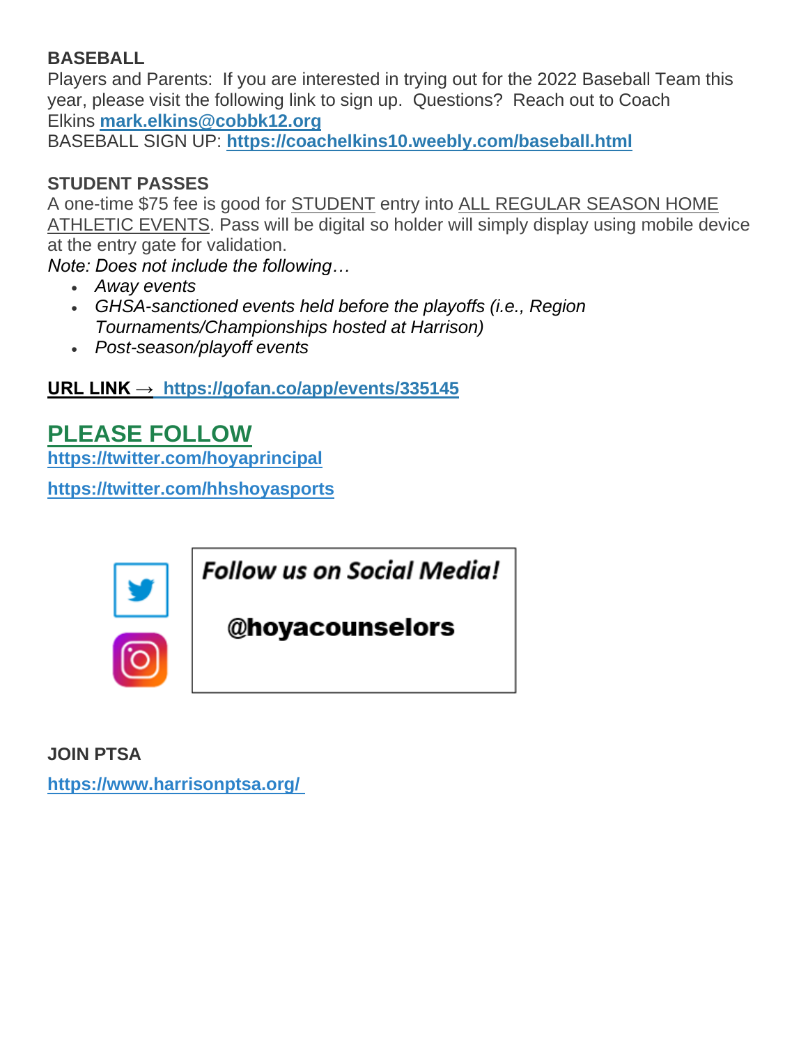**BASEBALL**

Players and Parents: If you are interested in trying out for the 2022 Baseball Team this year, please visit the following link to sign up. Questions? Reach out to Coach Elkins **mark.elkins@cobbk12.org**

BASEBALL SIGN UP: **https://coachelkins10.weebly.com/baseball.html**

**STUDENT PASSES**

A one-time $75 fee is good for STUDENT entry into ALL REGULAR SEASON HOME ATHLETIC EVENTS. Pass will be digital so holder will simply display using mobile device at the entry gate for validation.

*Note: Does not include the following…*

- *Away events*
- *GHSA-sanctioned events held before the playoffs (i.e., Region Tournaments/Championships hosted at Harrison)*
- *Post-season/playoff events*

**URL LINK → https://gofan.co/app/events/335145**

## PLEASE FOLLOW

**https://twitter.com/hoyaprincipal**

**https://twitter.com/hhshoyasports**

***Follow us on Social Media!***

**@hoyacounselors**

**JOIN PTSA**

**https://www.harrisonptsa.org/**